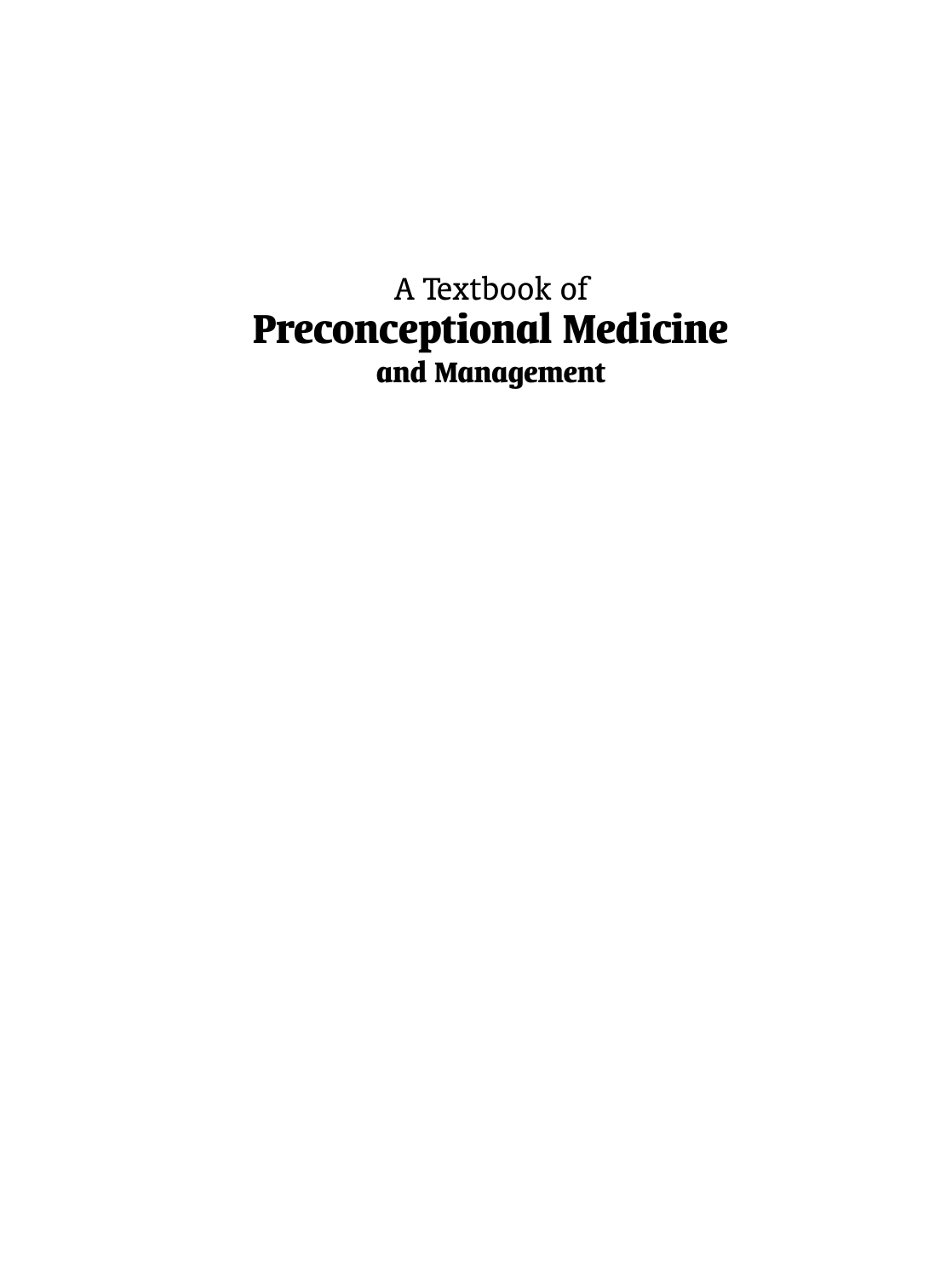A Textbook of

# Preconceptional Medicine

## and Management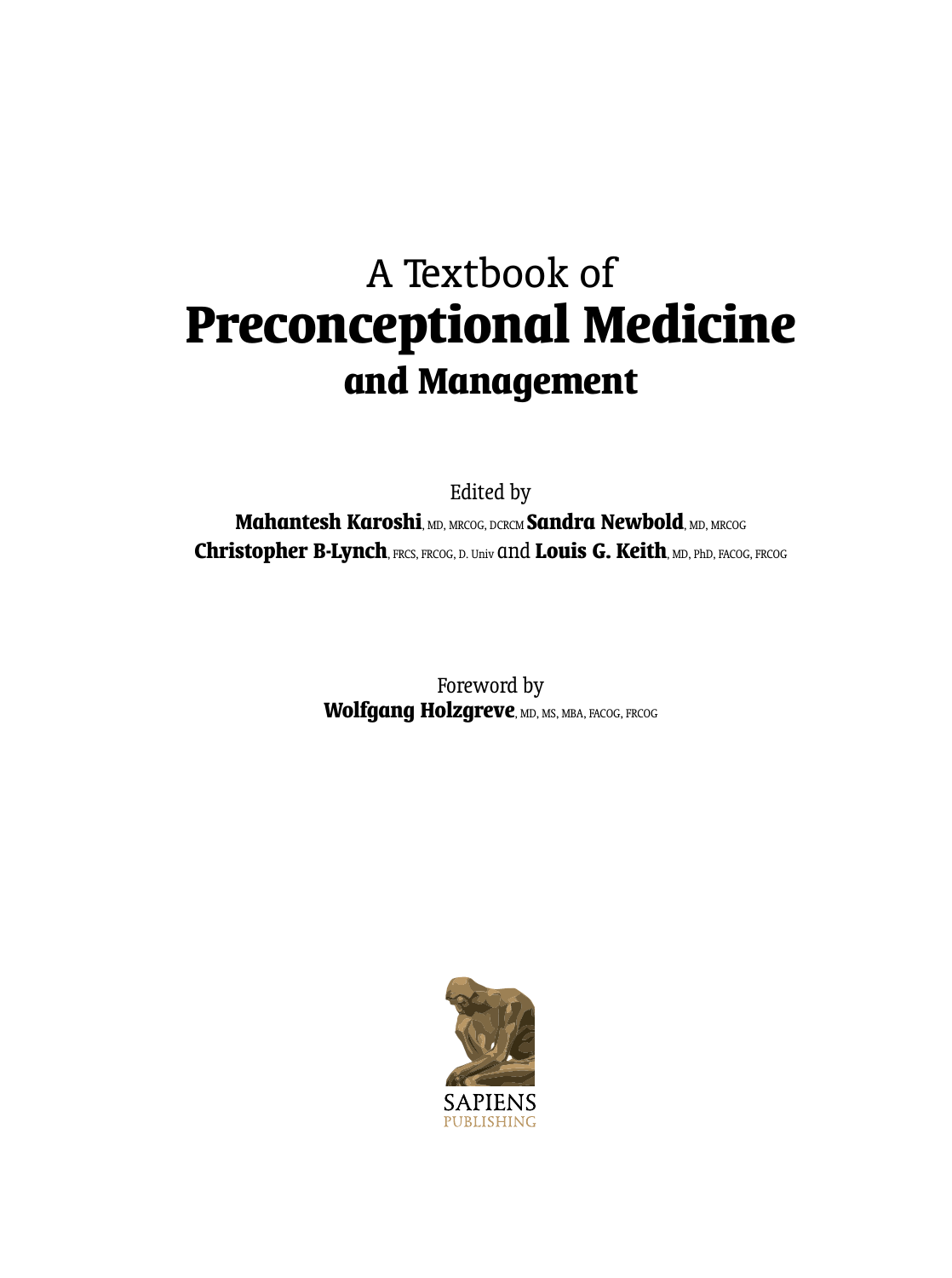# A Textbook of
# Preconceptional Medicine
## and Management

Edited by

**Mahantesh Karoshi**, MD, MRCOG, DCRCM **Sandra Newbold**, MD, MRCOG
**Christopher B-Lynch**, FRCS, FRCOG, D. Univ and **Louis G. Keith**, MD, PhD, FACOG, FRCOG

Foreword by

**Wolfgang Holzgreve**, MD, MS, MBA, FACOG, FRCOG

SAPIENS
PUBLISHING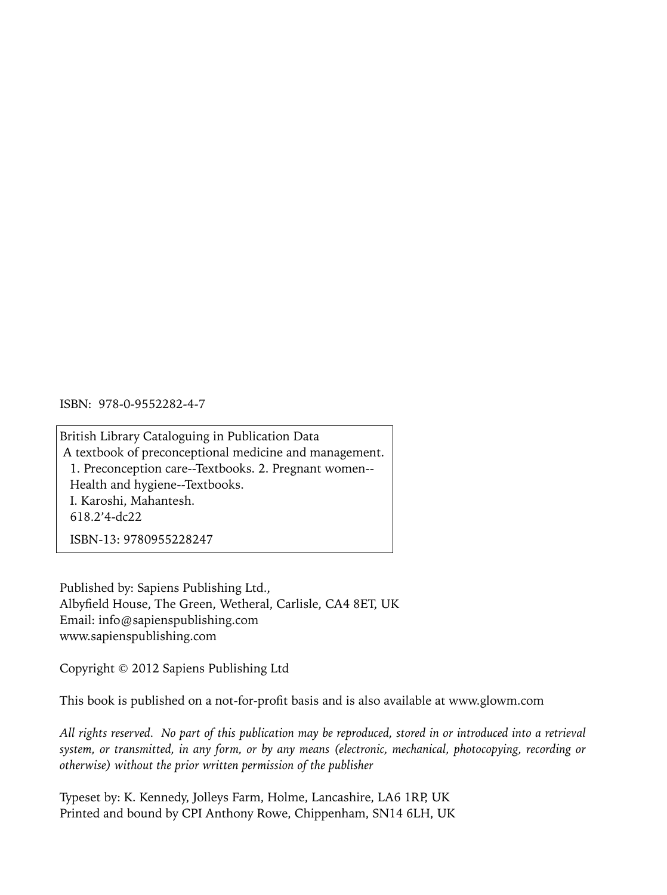ISBN: 978-0-9552282-4-7

British Library Cataloguing in Publication Data
A textbook of preconceptional medicine and management.
1. Preconception care--Textbooks. 2. Pregnant women--
Health and hygiene--Textbooks.
I. Karoshi, Mahantesh.
618.2'4-dc22

ISBN-13: 9780955228247

Published by: Sapiens Publishing Ltd.,
Albyfield House, The Green, Wetheral, Carlisle, CA4 8ET, UK
Email: info@sapienspublishing.com
www.sapienspublishing.com

Copyright © 2012 Sapiens Publishing Ltd

This book is published on a not-for-profit basis and is also available at www.glowm.com

*All rights reserved. No part of this publication may be reproduced, stored in or introduced into a retrieval system, or transmitted, in any form, or by any means (electronic, mechanical, photocopying, recording or otherwise) without the prior written permission of the publisher*

Typeset by: K. Kennedy, Jolleys Farm, Holme, Lancashire, LA6 1RP, UK
Printed and bound by CPI Anthony Rowe, Chippenham, SN14 6LH, UK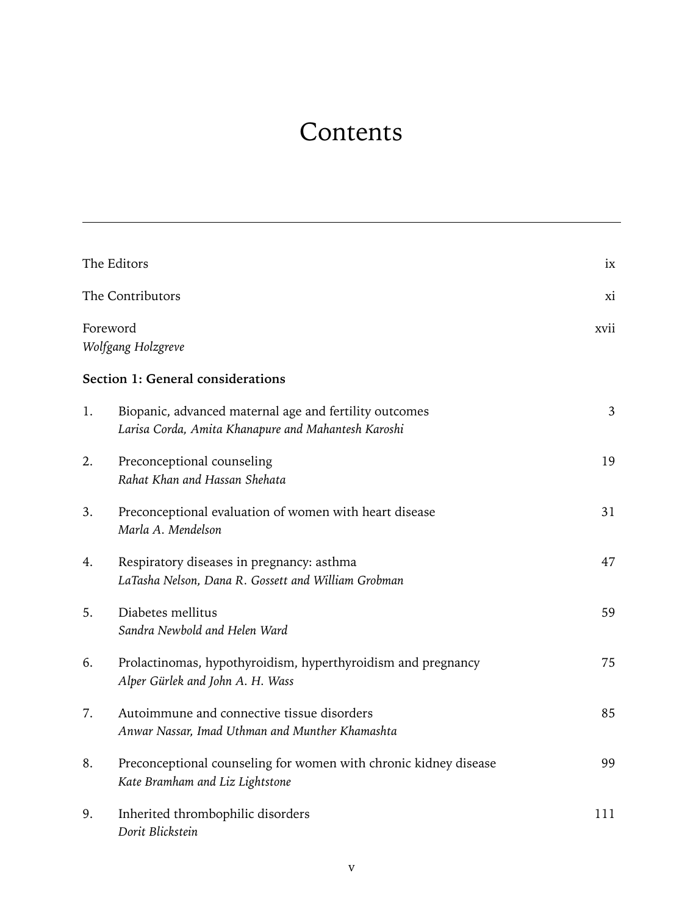# Contents

The Editors ix

The Contributors xi

Foreword xvii
*Wolfgang Holzgreve*

**Section 1: General considerations**

1. Biopanic, advanced maternal age and fertility outcomes 3
*Larisa Corda, Amita Khanapure and Mahantesh Karoshi*

2. Preconceptional counseling 19
*Rahat Khan and Hassan Shehata*

3. Preconceptional evaluation of women with heart disease 31
*Marla A. Mendelson*

4. Respiratory diseases in pregnancy: asthma 47
*LaTasha Nelson, Dana R. Gossett and William Grobman*

5. Diabetes mellitus 59
*Sandra Newbold and Helen Ward*

6. Prolactinomas, hypothyroidism, hyperthyroidism and pregnancy 75
*Alper Gürlek and John A. H. Wass*

7. Autoimmune and connective tissue disorders 85
*Anwar Nassar, Imad Uthman and Munther Khamashta*

8. Preconceptional counseling for women with chronic kidney disease 99
*Kate Bramham and Liz Lightstone*

9. Inherited thrombophilic disorders 111
*Dorit Blickstein*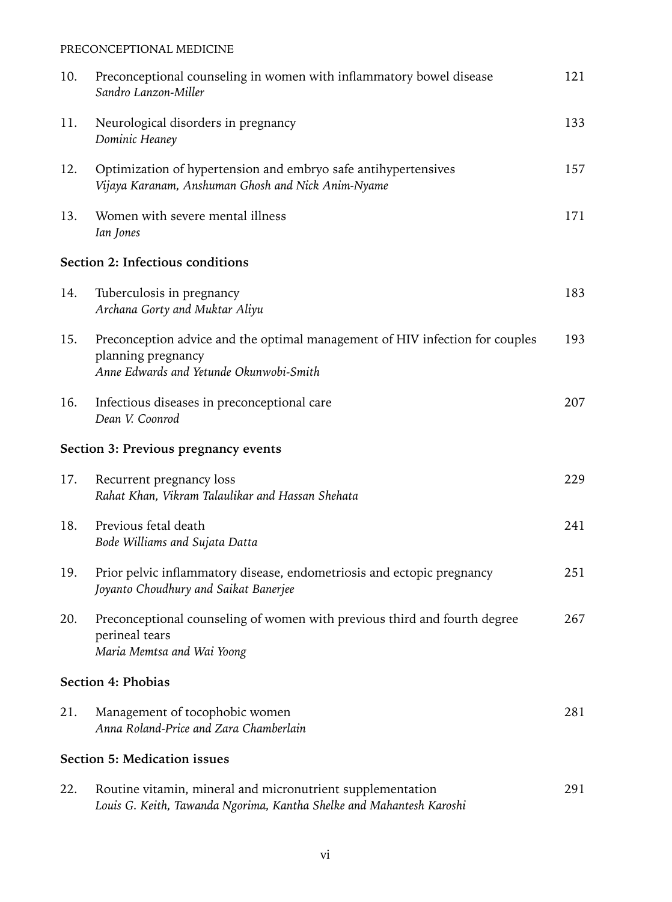10. Preconceptional counseling in women with inflammatory bowel disease 121
*Sandro Lanzon-Miller*

11. Neurological disorders in pregnancy 133
*Dominic Heaney*

12. Optimization of hypertension and embryo safe antihypertensives 157
*Vijaya Karanam, Anshuman Ghosh and Nick Anim-Nyame*

13. Women with severe mental illness 171
*Ian Jones*

**Section 2: Infectious conditions**

14. Tuberculosis in pregnancy 183
*Archana Gorty and Muktar Aliyu*

15. Preconception advice and the optimal management of HIV infection for couples planning pregnancy 193
*Anne Edwards and Yetunde Okunwobi-Smith*

16. Infectious diseases in preconceptional care 207
*Dean V. Coonrod*

**Section 3: Previous pregnancy events**

17. Recurrent pregnancy loss 229
*Rahat Khan, Vikram Talaulikar and Hassan Shehata*

18. Previous fetal death 241
*Bode Williams and Sujata Datta*

19. Prior pelvic inflammatory disease, endometriosis and ectopic pregnancy 251
*Joyanto Choudhury and Saikat Banerjee*

20. Preconceptional counseling of women with previous third and fourth degree perineal tears 267
*Maria Memtsa and Wai Yoong*

**Section 4: Phobias**

21. Management of tocophobic women 281
*Anna Roland-Price and Zara Chamberlain*

**Section 5: Medication issues**

22. Routine vitamin, mineral and micronutrient supplementation 291
*Louis G. Keith, Tawanda Ngorima, Kantha Shelke and Mahantesh Karoshi*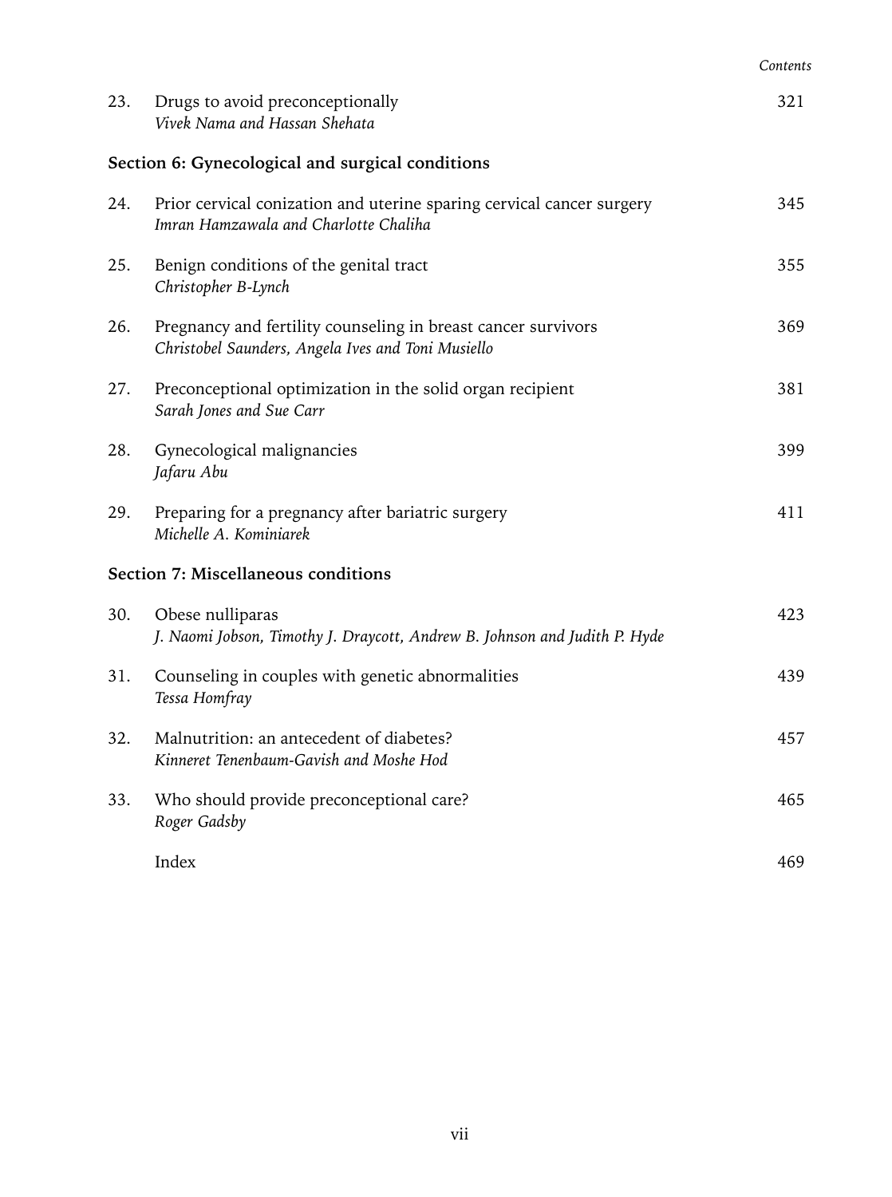| | | |
|---|---|---|
| 23. | Drugs to avoid preconceptionally<br>*Vivek Nama and Hassan Shehata* | 321 |

**Section 6: Gynecological and surgical conditions**

| | | |
|---|---|---|
| 24. | Prior cervical conization and uterine sparing cervical cancer surgery<br>*Imran Hamzawala and Charlotte Chaliha* | 345 |
| 25. | Benign conditions of the genital tract<br>*Christopher B-Lynch* | 355 |
| 26. | Pregnancy and fertility counseling in breast cancer survivors<br>*Christobel Saunders, Angela Ives and Toni Musiello* | 369 |
| 27. | Preconceptional optimization in the solid organ recipient<br>*Sarah Jones and Sue Carr* | 381 |
| 28. | Gynecological malignancies<br>*Jafaru Abu* | 399 |
| 29. | Preparing for a pregnancy after bariatric surgery<br>*Michelle A. Kominiarek* | 411 |

**Section 7: Miscellaneous conditions**

| | | |
|---|---|---|
| 30. | Obese nulliparas<br>*J. Naomi Jobson, Timothy J. Draycott, Andrew B. Johnson and Judith P. Hyde* | 423 |
| 31. | Counseling in couples with genetic abnormalities<br>*Tessa Homfray* | 439 |
| 32. | Malnutrition: an antecedent of diabetes?<br>*Kinneret Tenenbaum-Gavish and Moshe Hod* | 457 |
| 33. | Who should provide preconceptional care?<br>*Roger Gadsby* | 465 |
| | Index | 469 |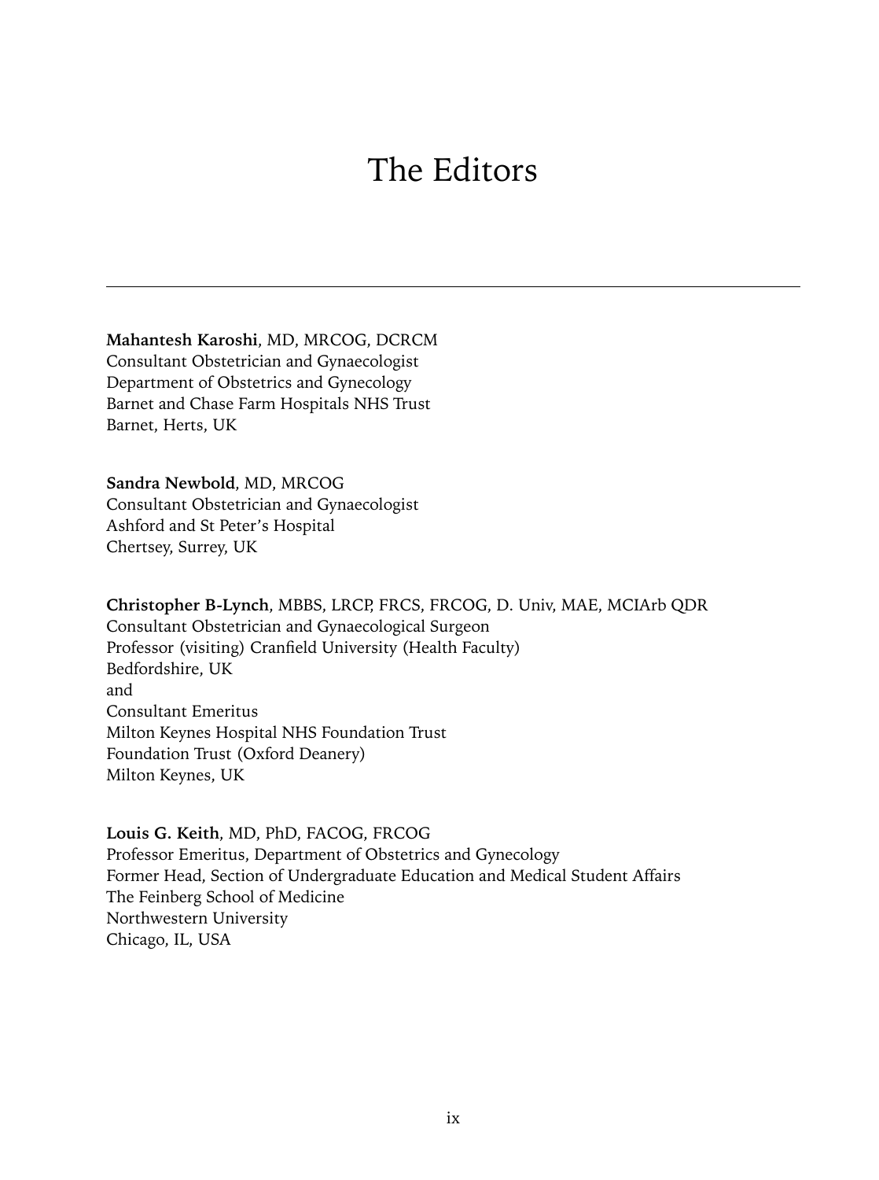# The Editors

---

**Mahantesh Karoshi**, MD, MRCOG, DCRCM
Consultant Obstetrician and Gynaecologist
Department of Obstetrics and Gynecology
Barnet and Chase Farm Hospitals NHS Trust
Barnet, Herts, UK

**Sandra Newbold**, MD, MRCOG
Consultant Obstetrician and Gynaecologist
Ashford and St Peter's Hospital
Chertsey, Surrey, UK

**Christopher B-Lynch**, MBBS, LRCP, FRCS, FRCOG, D. Univ, MAE, MCIArb QDR
Consultant Obstetrician and Gynaecological Surgeon
Professor (visiting) Cranfield University (Health Faculty)
Bedfordshire, UK
and
Consultant Emeritus
Milton Keynes Hospital NHS Foundation Trust
Foundation Trust (Oxford Deanery)
Milton Keynes, UK

**Louis G. Keith**, MD, PhD, FACOG, FRCOG
Professor Emeritus, Department of Obstetrics and Gynecology
Former Head, Section of Undergraduate Education and Medical Student Affairs
The Feinberg School of Medicine
Northwestern University
Chicago, IL, USA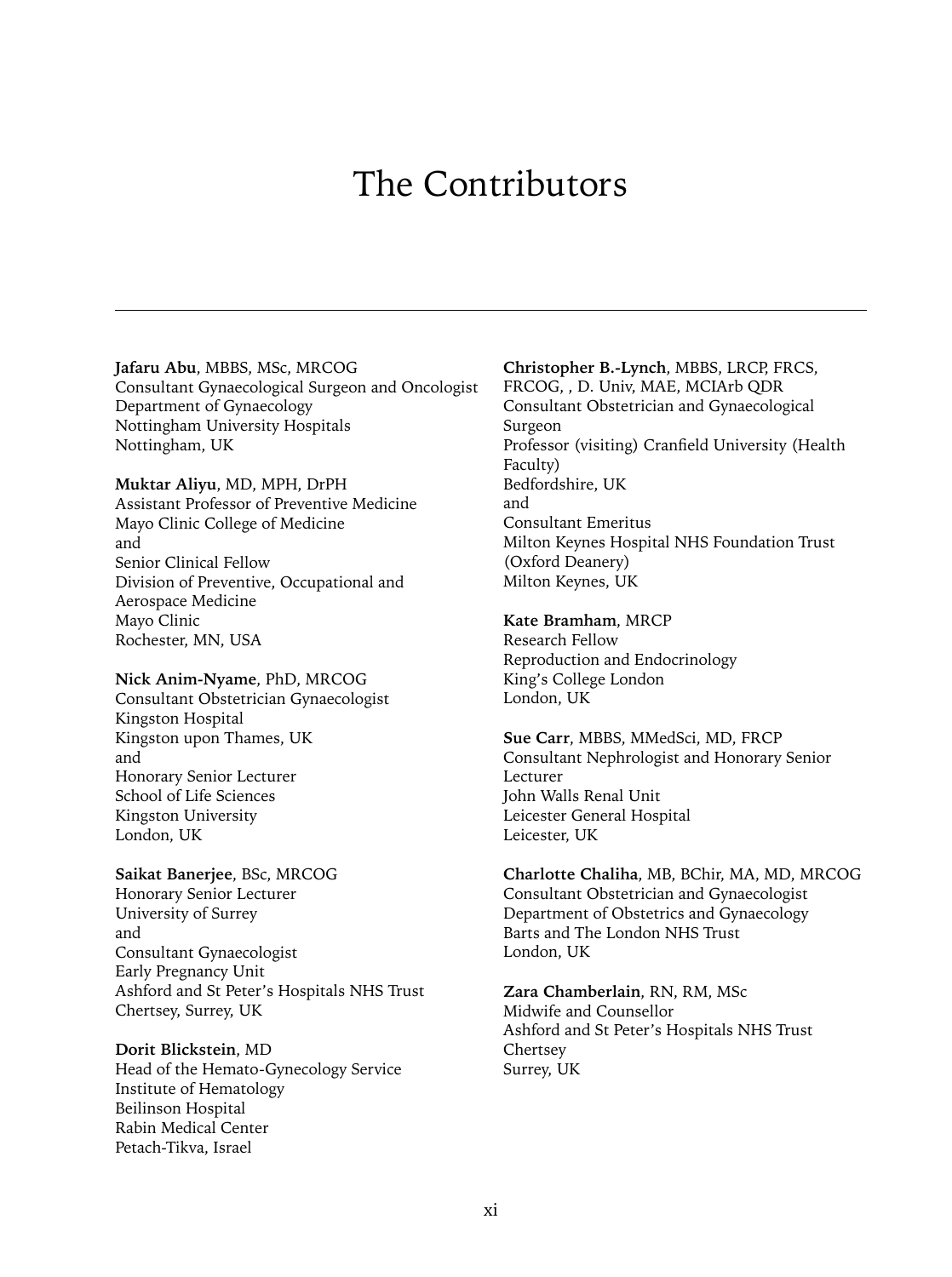# The Contributors

**Jafaru Abu**, MBBS, MSc, MRCOG
Consultant Gynaecological Surgeon and Oncologist
Department of Gynaecology
Nottingham University Hospitals
Nottingham, UK

**Muktar Aliyu**, MD, MPH, DrPH
Assistant Professor of Preventive Medicine
Mayo Clinic College of Medicine
and
Senior Clinical Fellow
Division of Preventive, Occupational and Aerospace Medicine
Mayo Clinic
Rochester, MN, USA

**Nick Anim-Nyame**, PhD, MRCOG
Consultant Obstetrician Gynaecologist
Kingston Hospital
Kingston upon Thames, UK
and
Honorary Senior Lecturer
School of Life Sciences
Kingston University
London, UK

**Saikat Banerjee**, BSc, MRCOG
Honorary Senior Lecturer
University of Surrey
and
Consultant Gynaecologist
Early Pregnancy Unit
Ashford and St Peter's Hospitals NHS Trust
Chertsey, Surrey, UK

**Dorit Blickstein**, MD
Head of the Hemato-Gynecology Service
Institute of Hematology
Beilinson Hospital
Rabin Medical Center
Petach-Tikva, Israel

**Christopher B.-Lynch**, MBBS, LRCP, FRCS, FRCOG, , D. Univ, MAE, MCIArb QDR
Consultant Obstetrician and Gynaecological Surgeon
Professor (visiting) Cranfield University (Health Faculty)
Bedfordshire, UK
and
Consultant Emeritus
Milton Keynes Hospital NHS Foundation Trust (Oxford Deanery)
Milton Keynes, UK

**Kate Bramham**, MRCP
Research Fellow
Reproduction and Endocrinology
King's College London
London, UK

**Sue Carr**, MBBS, MMedSci, MD, FRCP
Consultant Nephrologist and Honorary Senior Lecturer
John Walls Renal Unit
Leicester General Hospital
Leicester, UK

**Charlotte Chaliha**, MB, BChir, MA, MD, MRCOG
Consultant Obstetrician and Gynaecologist
Department of Obstetrics and Gynaecology
Barts and The London NHS Trust
London, UK

**Zara Chamberlain**, RN, RM, MSc
Midwife and Counsellor
Ashford and St Peter's Hospitals NHS Trust
Chertsey
Surrey, UK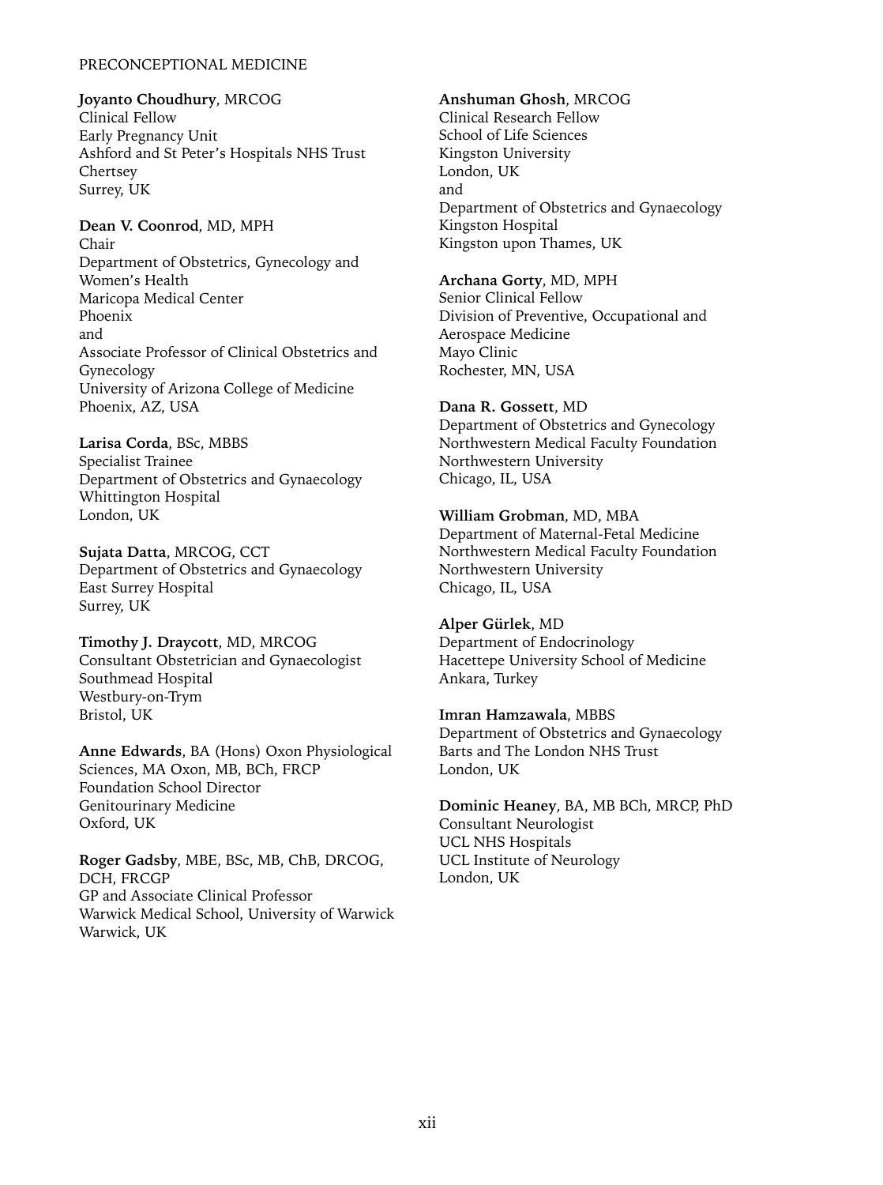**Joyanto Choudhury**, MRCOG
Clinical Fellow
Early Pregnancy Unit
Ashford and St Peter's Hospitals NHS Trust
Chertsey
Surrey, UK

**Dean V. Coonrod**, MD, MPH
Chair
Department of Obstetrics, Gynecology and Women's Health
Maricopa Medical Center
Phoenix
and
Associate Professor of Clinical Obstetrics and Gynecology
University of Arizona College of Medicine
Phoenix, AZ, USA

**Larisa Corda**, BSc, MBBS
Specialist Trainee
Department of Obstetrics and Gynaecology
Whittington Hospital
London, UK

**Sujata Datta**, MRCOG, CCT
Department of Obstetrics and Gynaecology
East Surrey Hospital
Surrey, UK

**Timothy J. Draycott**, MD, MRCOG
Consultant Obstetrician and Gynaecologist
Southmead Hospital
Westbury-on-Trym
Bristol, UK

**Anne Edwards**, BA (Hons) Oxon Physiological Sciences, MA Oxon, MB, BCh, FRCP
Foundation School Director
Genitourinary Medicine
Oxford, UK

**Roger Gadsby**, MBE, BSc, MB, ChB, DRCOG, DCH, FRCGP
GP and Associate Clinical Professor
Warwick Medical School, University of Warwick
Warwick, UK

**Anshuman Ghosh**, MRCOG
Clinical Research Fellow
School of Life Sciences
Kingston University
London, UK
and
Department of Obstetrics and Gynaecology
Kingston Hospital
Kingston upon Thames, UK

**Archana Gorty**, MD, MPH
Senior Clinical Fellow
Division of Preventive, Occupational and Aerospace Medicine
Mayo Clinic
Rochester, MN, USA

**Dana R. Gossett**, MD
Department of Obstetrics and Gynecology
Northwestern Medical Faculty Foundation
Northwestern University
Chicago, IL, USA

**William Grobman**, MD, MBA
Department of Maternal-Fetal Medicine
Northwestern Medical Faculty Foundation
Northwestern University
Chicago, IL, USA

**Alper Gürlek**, MD
Department of Endocrinology
Hacettepe University School of Medicine
Ankara, Turkey

**Imran Hamzawala**, MBBS
Department of Obstetrics and Gynaecology
Barts and The London NHS Trust
London, UK

**Dominic Heaney**, BA, MB BCh, MRCP, PhD
Consultant Neurologist
UCL NHS Hospitals
UCL Institute of Neurology
London, UK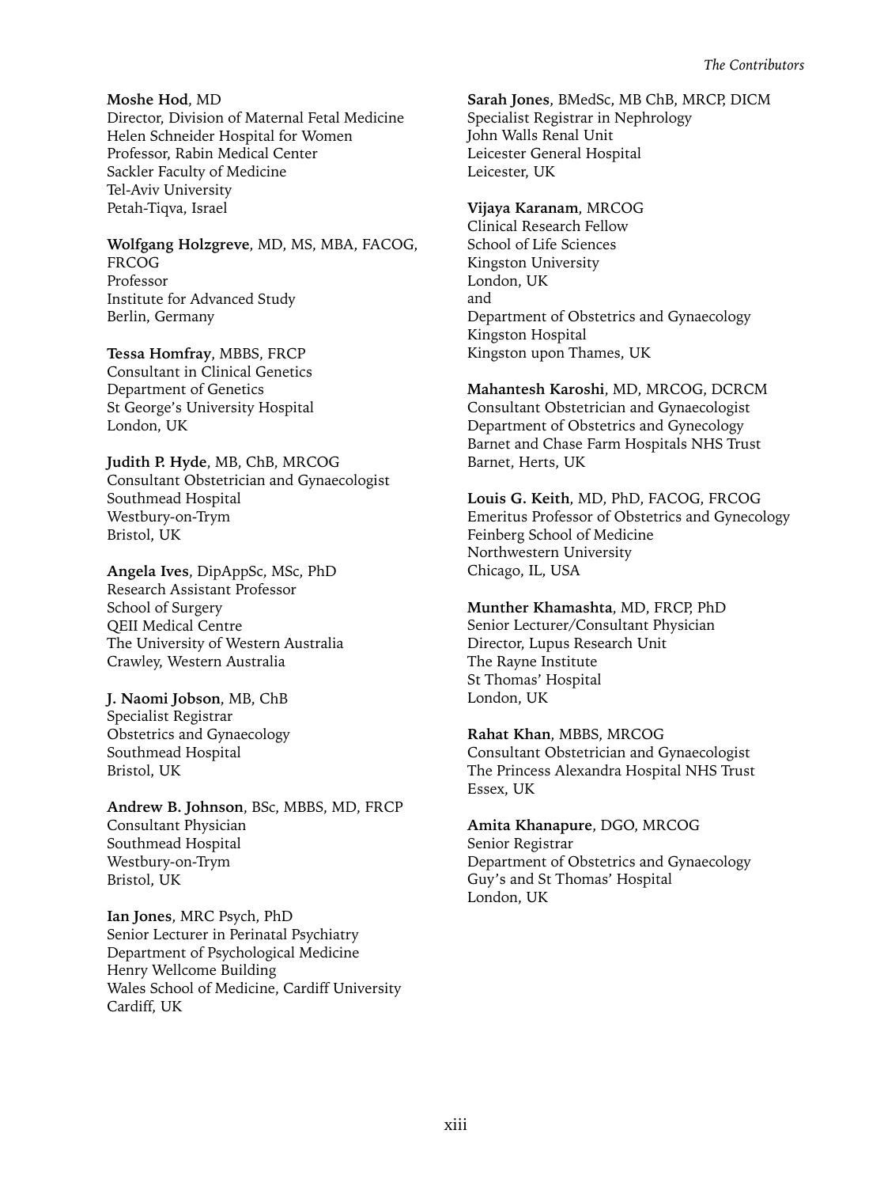**Moshe Hod**, MD
Director, Division of Maternal Fetal Medicine
Helen Schneider Hospital for Women
Professor, Rabin Medical Center
Sackler Faculty of Medicine
Tel-Aviv University
Petah-Tiqva, Israel

**Wolfgang Holzgreve**, MD, MS, MBA, FACOG, FRCOG
Professor
Institute for Advanced Study
Berlin, Germany

**Tessa Homfray**, MBBS, FRCP
Consultant in Clinical Genetics
Department of Genetics
St George's University Hospital
London, UK

**Judith P. Hyde**, MB, ChB, MRCOG
Consultant Obstetrician and Gynaecologist
Southmead Hospital
Westbury-on-Trym
Bristol, UK

**Angela Ives**, DipAppSc, MSc, PhD
Research Assistant Professor
School of Surgery
QEII Medical Centre
The University of Western Australia
Crawley, Western Australia

**J. Naomi Jobson**, MB, ChB
Specialist Registrar
Obstetrics and Gynaecology
Southmead Hospital
Bristol, UK

**Andrew B. Johnson**, BSc, MBBS, MD, FRCP
Consultant Physician
Southmead Hospital
Westbury-on-Trym
Bristol, UK

**Ian Jones**, MRC Psych, PhD
Senior Lecturer in Perinatal Psychiatry
Department of Psychological Medicine
Henry Wellcome Building
Wales School of Medicine, Cardiff University
Cardiff, UK

**Sarah Jones**, BMedSc, MB ChB, MRCP, DICM
Specialist Registrar in Nephrology
John Walls Renal Unit
Leicester General Hospital
Leicester, UK

**Vijaya Karanam**, MRCOG
Clinical Research Fellow
School of Life Sciences
Kingston University
London, UK
and
Department of Obstetrics and Gynaecology
Kingston Hospital
Kingston upon Thames, UK

**Mahantesh Karoshi**, MD, MRCOG, DCRCM
Consultant Obstetrician and Gynaecologist
Department of Obstetrics and Gynecology
Barnet and Chase Farm Hospitals NHS Trust
Barnet, Herts, UK

**Louis G. Keith**, MD, PhD, FACOG, FRCOG
Emeritus Professor of Obstetrics and Gynecology
Feinberg School of Medicine
Northwestern University
Chicago, IL, USA

**Munther Khamashta**, MD, FRCP, PhD
Senior Lecturer/Consultant Physician
Director, Lupus Research Unit
The Rayne Institute
St Thomas' Hospital
London, UK

**Rahat Khan**, MBBS, MRCOG
Consultant Obstetrician and Gynaecologist
The Princess Alexandra Hospital NHS Trust
Essex, UK

**Amita Khanapure**, DGO, MRCOG
Senior Registrar
Department of Obstetrics and Gynaecology
Guy's and St Thomas' Hospital
London, UK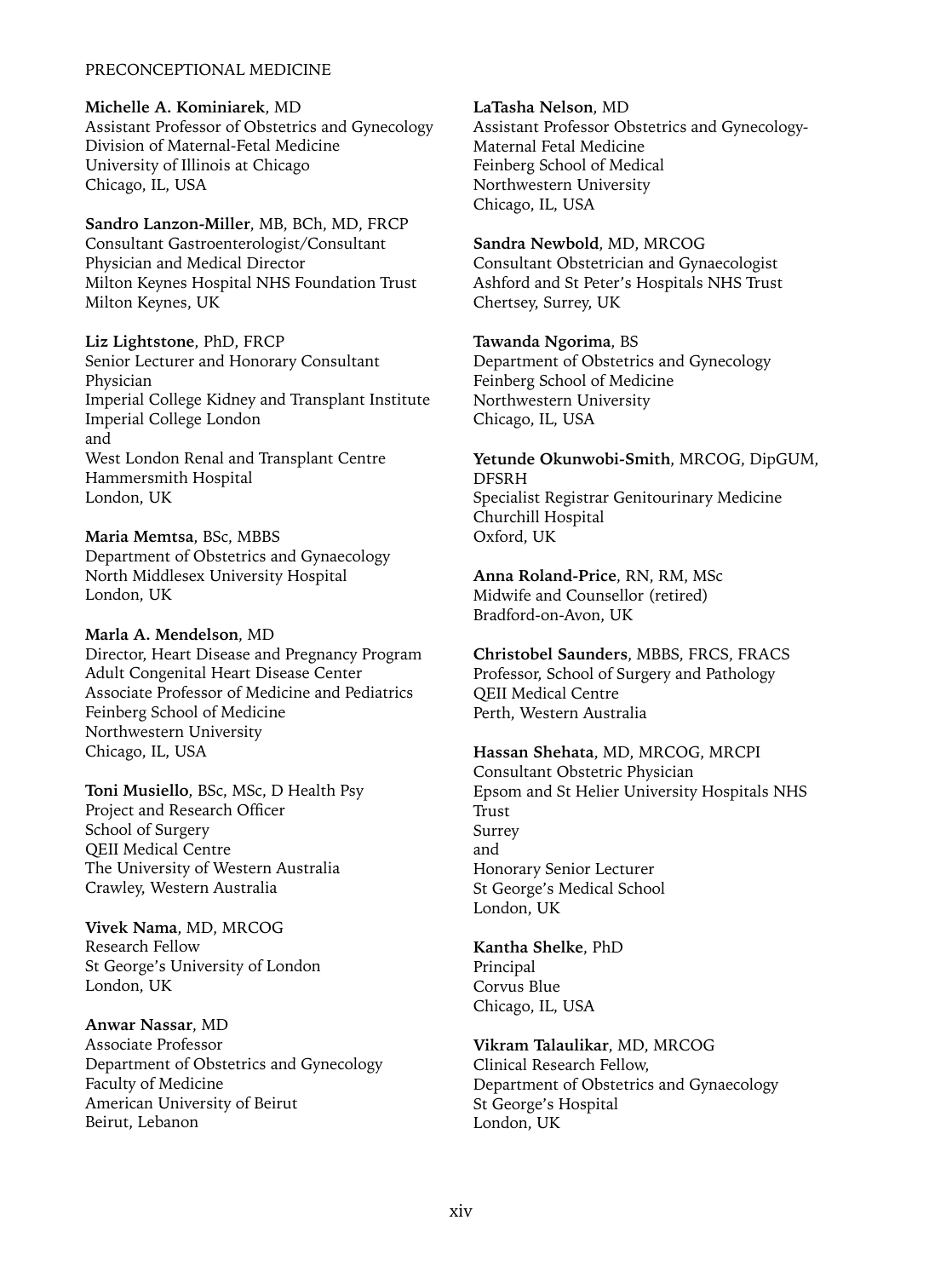**Michelle A. Kominiarek**, MD
Assistant Professor of Obstetrics and Gynecology
Division of Maternal-Fetal Medicine
University of Illinois at Chicago
Chicago, IL, USA

**Sandro Lanzon-Miller**, MB, BCh, MD, FRCP
Consultant Gastroenterologist/Consultant Physician and Medical Director
Milton Keynes Hospital NHS Foundation Trust
Milton Keynes, UK

**Liz Lightstone**, PhD, FRCP
Senior Lecturer and Honorary Consultant Physician
Imperial College Kidney and Transplant Institute
Imperial College London
and
West London Renal and Transplant Centre
Hammersmith Hospital
London, UK

**Maria Memtsa**, BSc, MBBS
Department of Obstetrics and Gynaecology
North Middlesex University Hospital
London, UK

**Marla A. Mendelson**, MD
Director, Heart Disease and Pregnancy Program
Adult Congenital Heart Disease Center
Associate Professor of Medicine and Pediatrics
Feinberg School of Medicine
Northwestern University
Chicago, IL, USA

**Toni Musiello**, BSc, MSc, D Health Psy
Project and Research Officer
School of Surgery
QEII Medical Centre
The University of Western Australia
Crawley, Western Australia

**Vivek Nama**, MD, MRCOG
Research Fellow
St George's University of London
London, UK

**Anwar Nassar**, MD
Associate Professor
Department of Obstetrics and Gynecology
Faculty of Medicine
American University of Beirut
Beirut, Lebanon

**LaTasha Nelson**, MD
Assistant Professor Obstetrics and Gynecology-Maternal Fetal Medicine
Feinberg School of Medical
Northwestern University
Chicago, IL, USA

**Sandra Newbold**, MD, MRCOG
Consultant Obstetrician and Gynaecologist
Ashford and St Peter's Hospitals NHS Trust
Chertsey, Surrey, UK

**Tawanda Ngorima**, BS
Department of Obstetrics and Gynecology
Feinberg School of Medicine
Northwestern University
Chicago, IL, USA

**Yetunde Okunwobi-Smith**, MRCOG, DipGUM, DFSRH
Specialist Registrar Genitourinary Medicine
Churchill Hospital
Oxford, UK

**Anna Roland-Price**, RN, RM, MSc
Midwife and Counsellor (retired)
Bradford-on-Avon, UK

**Christobel Saunders**, MBBS, FRCS, FRACS
Professor, School of Surgery and Pathology
QEII Medical Centre
Perth, Western Australia

**Hassan Shehata**, MD, MRCOG, MRCPI
Consultant Obstetric Physician
Epsom and St Helier University Hospitals NHS Trust
Surrey
and
Honorary Senior Lecturer
St George's Medical School
London, UK

**Kantha Shelke**, PhD
Principal
Corvus Blue
Chicago, IL, USA

**Vikram Talaulikar**, MD, MRCOG
Clinical Research Fellow,
Department of Obstetrics and Gynaecology
St George's Hospital
London, UK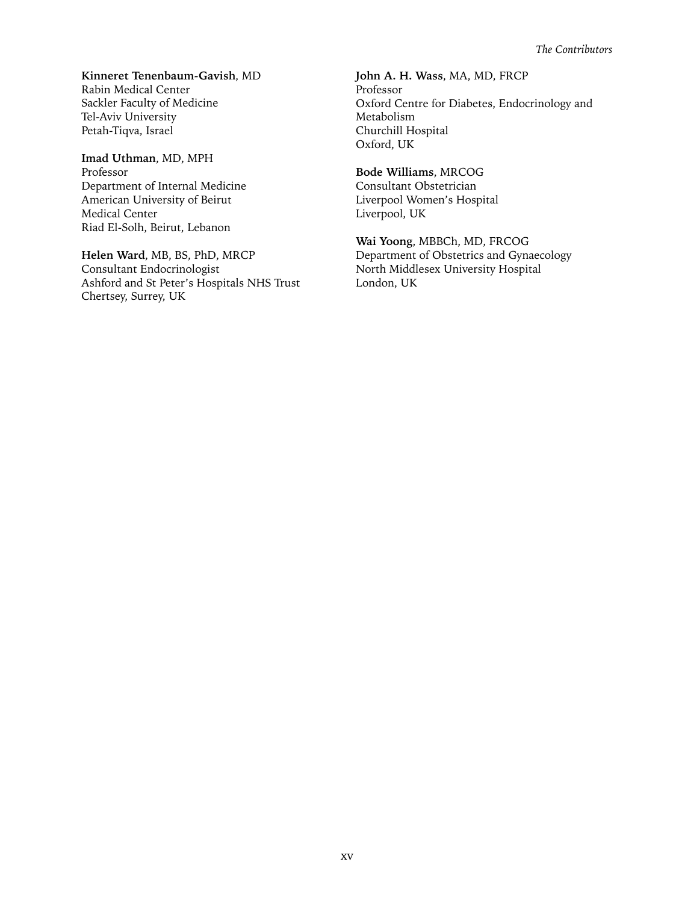**Kinneret Tenenbaum-Gavish**, MD
Rabin Medical Center
Sackler Faculty of Medicine
Tel-Aviv University
Petah-Tiqva, Israel

**Imad Uthman**, MD, MPH
Professor
Department of Internal Medicine
American University of Beirut
Medical Center
Riad El-Solh, Beirut, Lebanon

**Helen Ward**, MB, BS, PhD, MRCP
Consultant Endocrinologist
Ashford and St Peter's Hospitals NHS Trust
Chertsey, Surrey, UK

**John A. H. Wass**, MA, MD, FRCP
Professor
Oxford Centre for Diabetes, Endocrinology and Metabolism
Churchill Hospital
Oxford, UK

**Bode Williams**, MRCOG
Consultant Obstetrician
Liverpool Women's Hospital
Liverpool, UK

**Wai Yoong**, MBBCh, MD, FRCOG
Department of Obstetrics and Gynaecology
North Middlesex University Hospital
London, UK